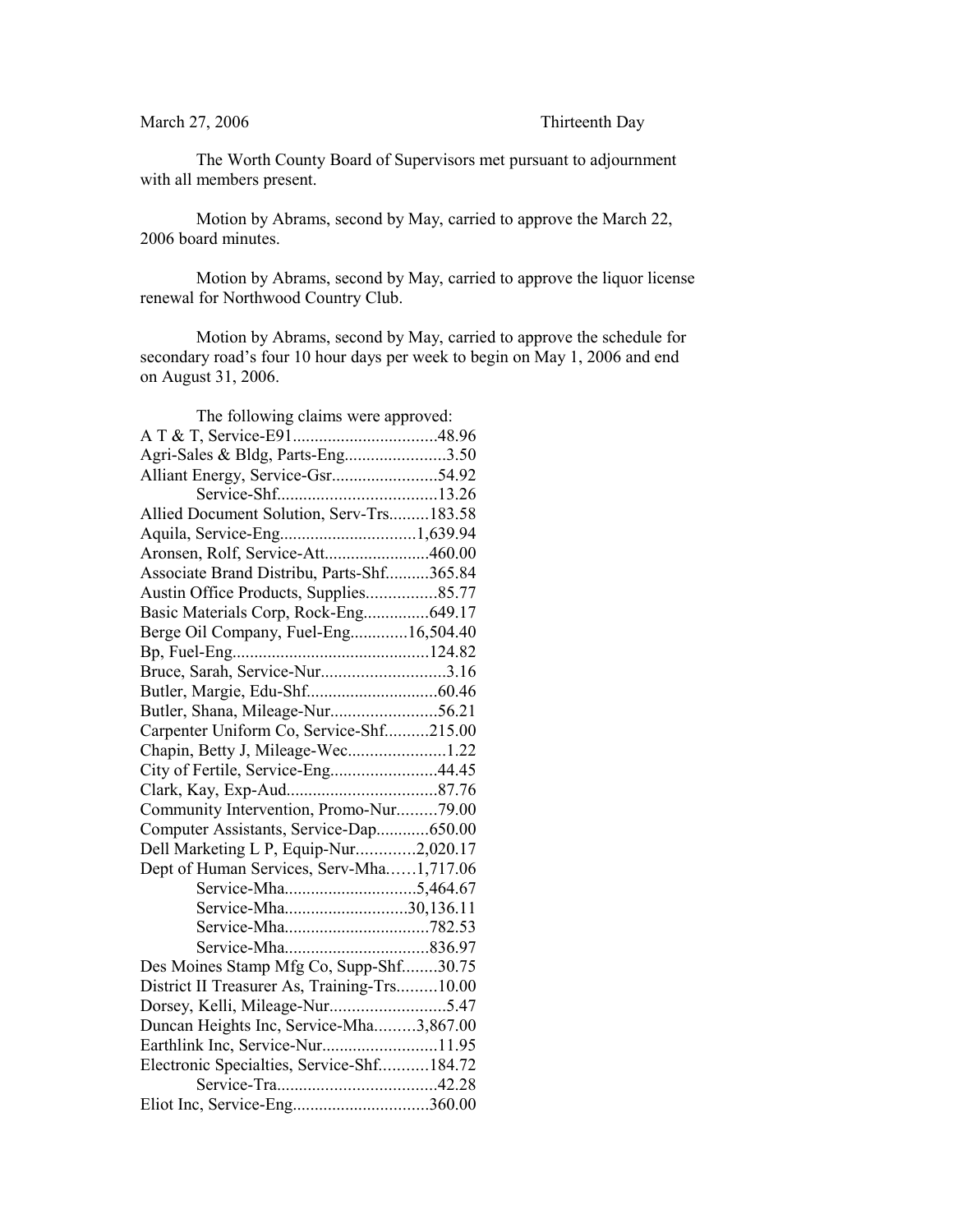March 27, 2006 Thirteenth Day

The Worth County Board of Supervisors met pursuant to adjournment with all members present.

Motion by Abrams, second by May, carried to approve the March 22, 2006 board minutes.

Motion by Abrams, second by May, carried to approve the liquor license renewal for Northwood Country Club.

Motion by Abrams, second by May, carried to approve the schedule for secondary road's four 10 hour days per week to begin on May 1, 2006 and end on August 31, 2006.

The following claims were approved:

A T & T, Service-E91.................................48.96
Agri-Sales & Bldg, Parts-Eng.......................3.50
Alliant Energy, Service-Gsr........................54.92
Service-Shf....................................13.26
Allied Document Solution, Serv-Trs.........183.58
Aquila, Service-Eng...............................1,639.94
Aronsen, Rolf, Service-Att........................460.00
Associate Brand Distribu, Parts-Shf..........365.84
Austin Office Products, Supplies................85.77
Basic Materials Corp, Rock-Eng...............649.17
Berge Oil Company, Fuel-Eng.............16,504.40
Bp, Fuel-Eng............................................124.82
Bruce, Sarah, Service-Nur............................3.16
Butler, Margie, Edu-Shf.............................60.46
Butler, Shana, Mileage-Nur........................56.21
Carpenter Uniform Co, Service-Shf..........215.00
Chapin, Betty J, Mileage-Wec......................1.22
City of Fertile, Service-Eng........................44.45
Clark, Kay, Exp-Aud..................................87.76
Community Intervention, Promo-Nur.........79.00
Computer Assistants, Service-Dap............650.00
Dell Marketing L P, Equip-Nur.............2,020.17
Dept of Human Services, Serv-Mha……1,717.06
Service-Mha.............................5,464.67
Service-Mha...........................30,136.11
Service-Mha................................782.53
Service-Mha................................836.97
Des Moines Stamp Mfg Co, Supp-Shf........30.75
District II Treasurer As, Training-Trs.........10.00
Dorsey, Kelli, Mileage-Nur..........................5.47
Duncan Heights Inc, Service-Mha.........3,867.00
Earthlink Inc, Service-Nur..........................11.95
Electronic Specialties, Service-Shf...........184.72
Service-Tra...................................42.28
Eliot Inc, Service-Eng..............................360.00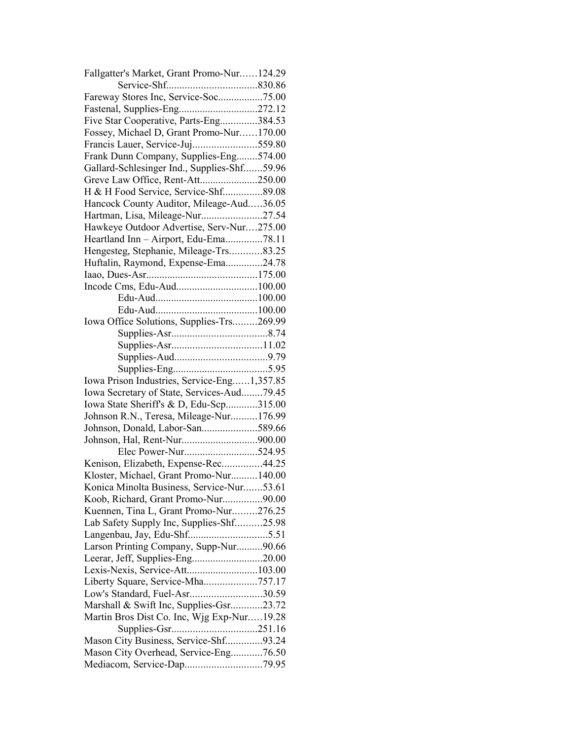Fallgatter's Market, Grant Promo-Nur……124.29
Service-Shf..................................830.86
Fareway Stores Inc, Service-Soc.................75.00
Fastenal, Supplies-Eng.............................272.12
Five Star Cooperative, Parts-Eng..............384.53
Fossey, Michael D, Grant Promo-Nur……170.00
Francis Lauer, Service-Juj........................559.80
Frank Dunn Company, Supplies-Eng........574.00
Gallard-Schlesinger Ind., Supplies-Shf.......59.96
Greve Law Office, Rent-Att......................250.00
H & H Food Service, Service-Shf...............89.08
Hancock County Auditor, Mileage-Aud.....36.05
Hartman, Lisa, Mileage-Nur.......................27.54
Hawkeye Outdoor Advertise, Serv-Nur….275.00
Heartland Inn – Airport, Edu-Ema..............78.11
Hengesteg, Stephanie, Mileage-Trs............83.25
Huftalin, Raymond, Expense-Ema..............24.78
Iaao, Dues-Asr..........................................175.00
Incode Cms, Edu-Aud...............................100.00
Edu-Aud.......................................100.00
Edu-Aud.......................................100.00
Iowa Office Solutions, Supplies-Trs.........269.99
Supplies-Asr....................................8.74
Supplies-Asr..................................11.02
Supplies-Aud...................................9.79
Supplies-Eng....................................5.95
Iowa Prison Industries, Service-Eng……1,357.85
Iowa Secretary of State, Services-Aud........79.45
Iowa State Sheriff's & D, Edu-Scp............315.00
Johnson R.N., Teresa, Mileage-Nur..........176.99
Johnson, Donald, Labor-San.....................589.66
Johnson, Hal, Rent-Nur............................900.00
Elec Power-Nur............................524.95
Kenison, Elizabeth, Expense-Rec...............44.25
Kloster, Michael, Grant Promo-Nur..........140.00
Konica Minolta Business, Service-Nur.......53.61
Koob, Richard, Grant Promo-Nur...............90.00
Kuennen, Tina L, Grant Promo-Nur.........276.25
Lab Safety Supply Inc, Supplies-Shf..........25.98
Langenbau, Jay, Edu-Shf..............................5.51
Larson Printing Company, Supp-Nur..........90.66
Leerar, Jeff, Supplies-Eng..........................20.00
Lexis-Nexis, Service-Att...........................103.00
Liberty Square, Service-Mha....................757.17
Low's Standard, Fuel-Asr...........................30.59
Marshall & Swift Inc, Supplies-Gsr............23.72
Martin Bros Dist Co. Inc, Wjg Exp-Nur…..19.28
Supplies-Gsr................................251.16
Mason City Business, Service-Shf..............93.24
Mason City Overhead, Service-Eng............76.50
Mediacom, Service-Dap.............................79.95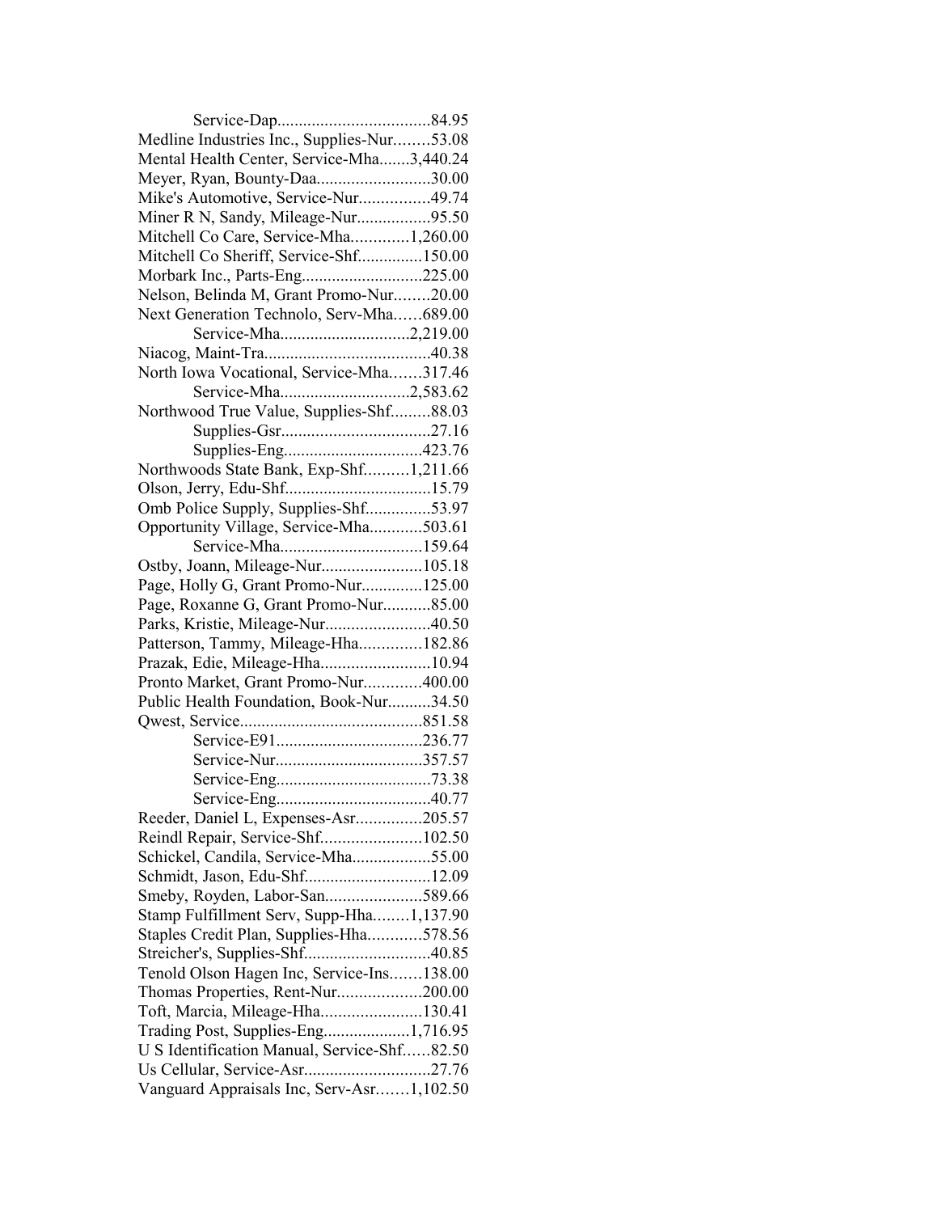Service-Dap....................................84.95
Medline Industries Inc., Supplies-Nur........53.08
Mental Health Center, Service-Mha.......3,440.24
Meyer, Ryan, Bounty-Daa..........................30.00
Mike's Automotive, Service-Nur................49.74
Miner R N, Sandy, Mileage-Nur.................95.50
Mitchell Co Care, Service-Mha.............1,260.00
Mitchell Co Sheriff, Service-Shf...............150.00
Morbark Inc., Parts-Eng............................225.00
Nelson, Belinda M, Grant Promo-Nur........20.00
Next Generation Technolo, Serv-Mha......689.00
Service-Mha..............................2,219.00
Niacog, Maint-Tra......................................40.38
North Iowa Vocational, Service-Mha.......317.46
Service-Mha..............................2,583.62
Northwood True Value, Supplies-Shf.........88.03
Supplies-Gsr..................................27.16
Supplies-Eng................................423.76
Northwoods State Bank, Exp-Shf..........1,211.66
Olson, Jerry, Edu-Shf..................................15.79
Omb Police Supply, Supplies-Shf...............53.97
Opportunity Village, Service-Mha............503.61
Service-Mha.................................159.64
Ostby, Joann, Mileage-Nur.......................105.18
Page, Holly G, Grant Promo-Nur..............125.00
Page, Roxanne G, Grant Promo-Nur...........85.00
Parks, Kristie, Mileage-Nur........................40.50
Patterson, Tammy, Mileage-Hha..............182.86
Prazak, Edie, Mileage-Hha.........................10.94
Pronto Market, Grant Promo-Nur.............400.00
Public Health Foundation, Book-Nur..........34.50
Qwest, Service..........................................851.58
Service-E91.................................236.77
Service-Nur.................................357.57
Service-Eng...................................73.38
Service-Eng...................................40.77
Reeder, Daniel L, Expenses-Asr...............205.57
Reindl Repair, Service-Shf.......................102.50
Schickel, Candila, Service-Mha..................55.00
Schmidt, Jason, Edu-Shf............................12.09
Smeby, Royden, Labor-San......................589.66
Stamp Fulfillment Serv, Supp-Hha........1,137.90
Staples Credit Plan, Supplies-Hha............578.56
Streicher's, Supplies-Shf............................40.85
Tenold Olson Hagen Inc, Service-Ins.......138.00
Thomas Properties, Rent-Nur...................200.00
Toft, Marcia, Mileage-Hha.......................130.41
Trading Post, Supplies-Eng....................1,716.95
U S Identification Manual, Service-Shf......82.50
Us Cellular, Service-Asr............................27.76
Vanguard Appraisals Inc, Serv-Asr.......1,102.50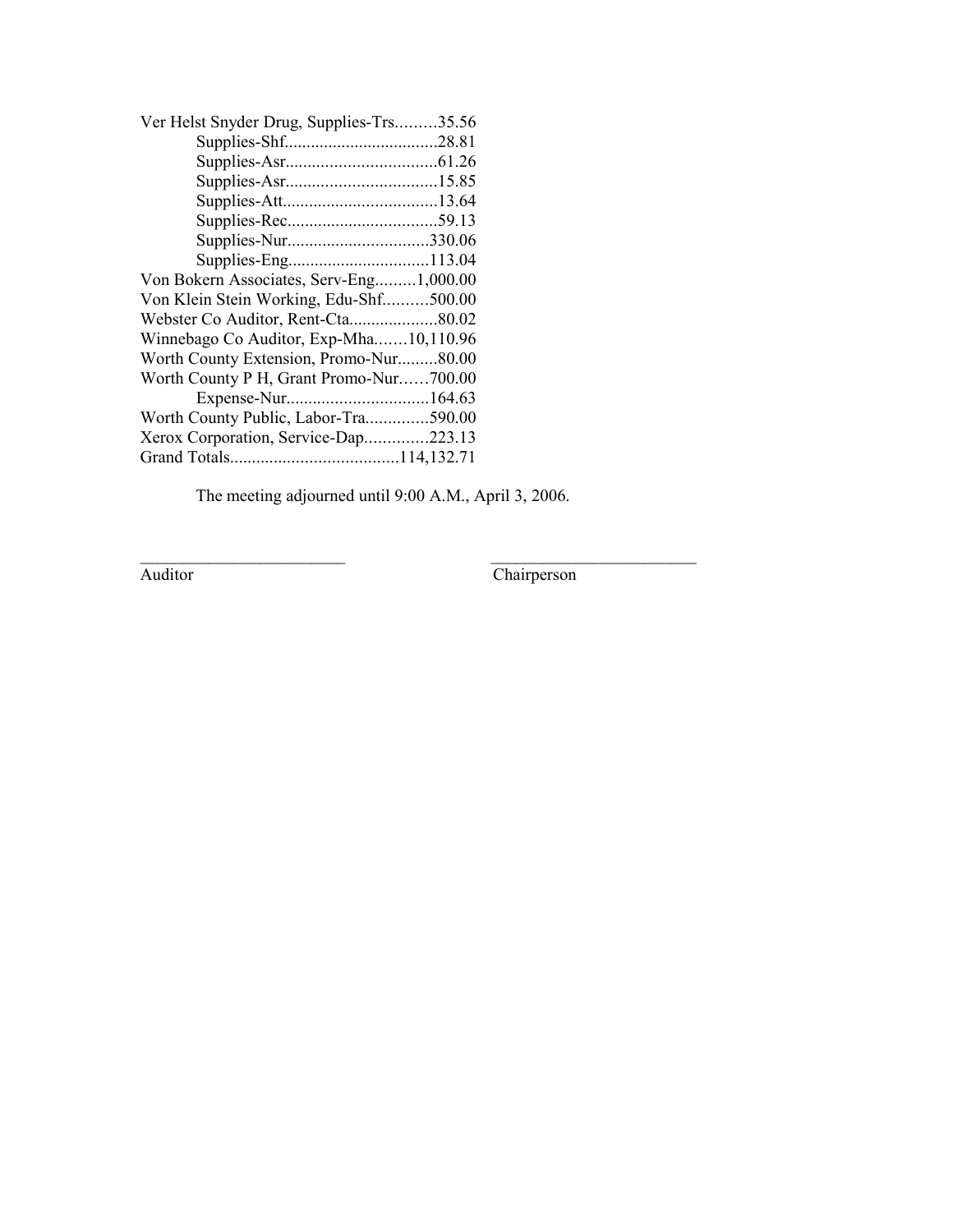Ver Helst Snyder Drug, Supplies-Trs.........35.56
Supplies-Shf..................................28.81
Supplies-Asr..................................61.26
Supplies-Asr..................................15.85
Supplies-Att...................................13.64
Supplies-Rec..................................59.13
Supplies-Nur................................330.06
Supplies-Eng................................113.04
Von Bokern Associates, Serv-Eng.........1,000.00
Von Klein Stein Working, Edu-Shf..........500.00
Webster Co Auditor, Rent-Cta....................80.02
Winnebago Co Auditor, Exp-Mha.......10,110.96
Worth County Extension, Promo-Nur.........80.00
Worth County P H, Grant Promo-Nur……700.00
Expense-Nur................................164.63
Worth County Public, Labor-Tra..............590.00
Xerox Corporation, Service-Dap..............223.13
Grand Totals......................................114,132.71

The meeting adjourned until 9:00 A.M., April 3, 2006.

________________________  ________________________
Auditor  Chairperson